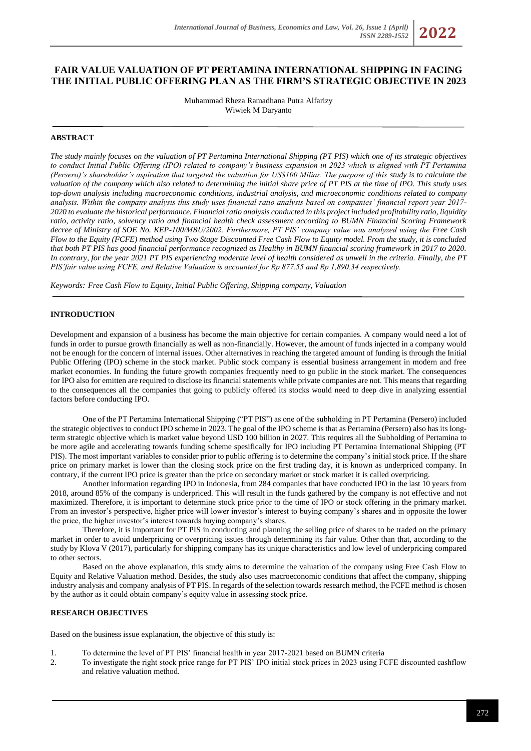# FAIR VALUE VALUATION OF PT PERTAMINA INTERNATIONAL SHIPPING IN FACING THE INITIAL PUBLIC OFFERING PLAN AS THE FIRM'S STRATEGIC OBJECTIVE IN 2023

Muhammad Rheza Ramadhana Putra Alfarizy
Wiwiek M Daryanto

## ABSTRACT

*The study mainly focuses on the valuation of PT Pertamina International Shipping (PT PIS) which one of its strategic objectives to conduct Initial Public Offering (IPO) related to company's business expansion in 2023 which is aligned with PT Pertamina (Persero)'s shareholder's aspiration that targeted the valuation for US$100 Miliar. The purpose of this study is to calculate the valuation of the company which also related to determining the initial share price of PT PIS at the time of IPO. This study uses top-down analysis including macroeconomic conditions, industrial analysis, and microeconomic conditions related to company analysis. Within the company analysis this study uses financial ratio analysis based on companies' financial report year 2017-2020 to evaluate the historical performance. Financial ratio analysis conducted in this project included profitability ratio, liquidity ratio, activity ratio, solvency ratio and financial health check assessment according to BUMN Financial Scoring Framework decree of Ministry of SOE No. KEP-100/MBU/2002. Furthermore, PT PIS' company value was analyzed using the Free Cash Flow to the Equity (FCFE) method using Two Stage Discounted Free Cash Flow to Equity model. From the study, it is concluded that both PT PIS has good financial performance recognized as Healthy in BUMN financial scoring framework in 2017 to 2020. In contrary, for the year 2021 PT PIS experiencing moderate level of health considered as unwell in the criteria. Finally, the PT PIS'fair value using FCFE, and Relative Valuation is accounted for Rp 877.55 and Rp 1,890.34 respectively.*

*Keywords: Free Cash Flow to Equity, Initial Public Offering, Shipping company, Valuation*

## INTRODUCTION

Development and expansion of a business has become the main objective for certain companies. A company would need a lot of funds in order to pursue growth financially as well as non-financially. However, the amount of funds injected in a company would not be enough for the concern of internal issues. Other alternatives in reaching the targeted amount of funding is through the Initial Public Offering (IPO) scheme in the stock market. Public stock company is essential business arrangement in modern and free market economies. In funding the future growth companies frequently need to go public in the stock market. The consequences for IPO also for emitten are required to disclose its financial statements while private companies are not. This means that regarding to the consequences all the companies that going to publicly offered its stocks would need to deep dive in analyzing essential factors before conducting IPO.

One of the PT Pertamina International Shipping ("PT PIS") as one of the subholding in PT Pertamina (Persero) included the strategic objectives to conduct IPO scheme in 2023. The goal of the IPO scheme is that as Pertamina (Persero) also has its long-term strategic objective which is market value beyond USD 100 billion in 2027. This requires all the Subholding of Pertamina to be more agile and accelerating towards funding scheme spesifically for IPO including PT Pertamina International Shipping (PT PIS). The most important variables to consider prior to public offering is to determine the company's initial stock price. If the share price on primary market is lower than the closing stock price on the first trading day, it is known as underpriced company. In contrary, if the current IPO price is greater than the price on secondary market or stock market it is called overpricing.

Another information regarding IPO in Indonesia, from 284 companies that have conducted IPO in the last 10 years from 2018, around 85% of the company is underpriced. This will result in the funds gathered by the company is not effective and not maximized. Therefore, it is important to determine stock price prior to the time of IPO or stock offering in the primary market. From an investor's perspective, higher price will lower investor's interest to buying company's shares and in opposite the lower the price, the higher investor's interest towards buying company's shares.

Therefore, it is important for PT PIS in conducting and planning the selling price of shares to be traded on the primary market in order to avoid underpricing or overpricing issues through determining its fair value. Other than that, according to the study by Klova V (2017), particularly for shipping company has its unique characteristics and low level of underpricing compared to other sectors.

Based on the above explanation, this study aims to determine the valuation of the company using Free Cash Flow to Equity and Relative Valuation method. Besides, the study also uses macroeconomic conditions that affect the company, shipping industry analysis and company analysis of PT PIS. In regards of the selection towards research method, the FCFE method is chosen by the author as it could obtain company's equity value in assessing stock price.

## RESEARCH OBJECTIVES

Based on the business issue explanation, the objective of this study is:

1. To determine the level of PT PIS' financial health in year 2017-2021 based on BUMN criteria
2. To investigate the right stock price range for PT PIS' IPO initial stock prices in 2023 using FCFE discounted cashflow and relative valuation method.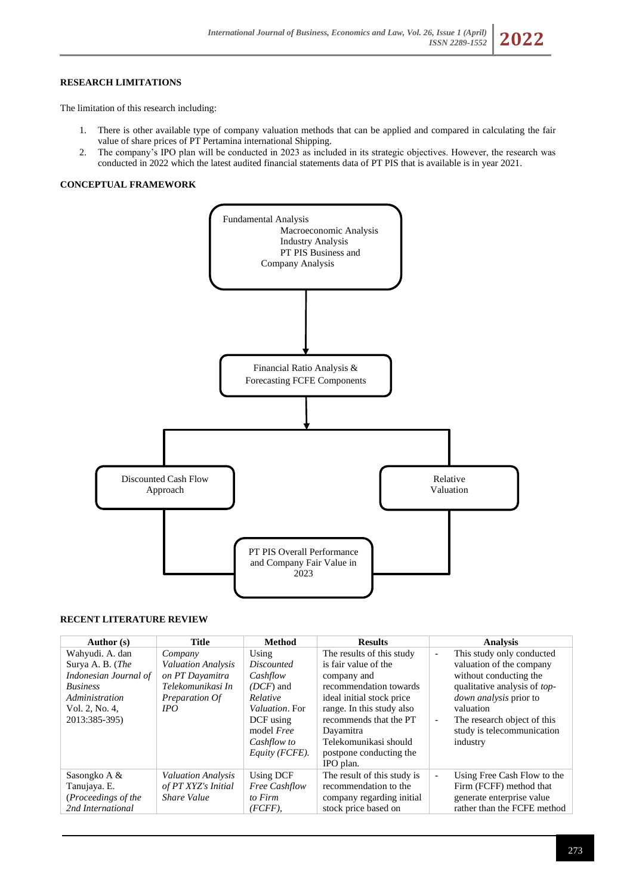**RESEARCH LIMITATIONS**

The limitation of this research including:

1. There is other available type of company valuation methods that can be applied and compared in calculating the fair value of share prices of PT Pertamina international Shipping.
2. The company's IPO plan will be conducted in 2023 as included in its strategic objectives. However, the research was conducted in 2022 which the latest audited financial statements data of PT PIS that is available is in year 2021.

**CONCEPTUAL FRAMEWORK**

Fundamental Analysis
Macroeconomic Analysis
Industry Analysis
PT PIS Business and Company Analysis

↓

Financial Ratio Analysis & Forecasting FCFE Components

↓

Discounted Cash Flow Approach | Relative Valuation

↓

PT PIS Overall Performance and Company Fair Value in 2023

**RECENT LITERATURE REVIEW**

| Author (s) | Title | Method | Results | Analysis |
|---|---|---|---|---|
| Wahyudi. A. dan Surya A. B. (*The Indonesian Journal of Business Administration* Vol. 2, No. 4, 2013:385-395) | *Company Valuation Analysis on PT Dayamitra Telekomunikasi In Preparation Of IPO* | Using *Discounted Cashflow (DCF)* and *Relative Valuation*. For DCF using model *Free Cashflow to Equity (FCFE).* | The results of this study is fair value of the company and recommendation towards ideal initial stock price range. In this study also recommends that the PT Dayamitra Telekomunikasi should postpone conducting the IPO plan. | - This study only conducted valuation of the company without conducting the qualitative analysis of *top-down analysis* prior to valuation<br>- The research object of this study is telecommunication industry |
| Sasongko A & Tanujaya. E. (*Proceedings of the 2nd International* | *Valuation Analysis of PT XYZ's Initial Share Value* | Using DCF *Free Cashflow to Firm (FCFF),* | The result of this study is recommendation to the company regarding initial stock price based on | - Using Free Cash Flow to the Firm (FCFF) method that generate enterprise value rather than the FCFE method |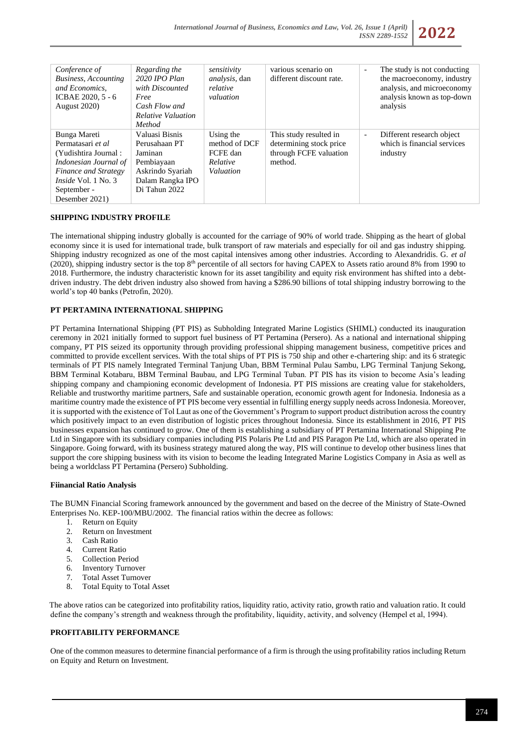| | | | | |
|---|---|---|---|---|
| *Conference of Business, Accounting and Economics,* ICBAE 2020, 5 - 6 August 2020) | *Regarding the 2020 IPO Plan with Discounted Free Cash Flow and Relative Valuation Method* | *sensitivity analysis*, dan *relative valuation* | various scenario on different discount rate. | - The study is not conducting the macroeconomy, industry analysis, and microeconomy analysis known as top-down analysis |
| Bunga Mareti Permatasari *et al* (Yudishtira Journal : *Indonesian Journal of Finance and Strategy Inside* Vol. 1 No. 3 September - Desember 2021) | Valuasi Bisnis Perusahaan PT Jaminan Pembiayaan Askrindo Syariah Dalam Rangka IPO Di Tahun 2022 | Using the method of DCF FCFE dan *Relative Valuation* | This study resulted in determining stock price through FCFE valuation method. | - Different research object which is financial services industry |

**SHIPPING INDUSTRY PROFILE**

The international shipping industry globally is accounted for the carriage of 90% of world trade. Shipping as the heart of global economy since it is used for international trade, bulk transport of raw materials and especially for oil and gas industry shipping. Shipping industry recognized as one of the most capital intensives among other industries. According to Alexandridis. G. *et al* (2020), shipping industry sector is the top 8th percentile of all sectors for having CAPEX to Assets ratio around 8% from 1990 to 2018. Furthermore, the industry characteristic known for its asset tangibility and equity risk environment has shifted into a debt-driven industry. The debt driven industry also showed from having a $286.90 billions of total shipping industry borrowing to the world's top 40 banks (Petrofin, 2020).

**PT PERTAMINA INTERNATIONAL SHIPPING**

PT Pertamina International Shipping (PT PIS) as Subholding Integrated Marine Logistics (SHIML) conducted its inauguration ceremony in 2021 initially formed to support fuel business of PT Pertamina (Persero). As a national and international shipping company, PT PIS seized its opportunity through providing professional shipping management business, competitive prices and committed to provide excellent services. With the total ships of PT PIS is 750 ship and other e-chartering ship: and its 6 strategic terminals of PT PIS namely Integrated Terminal Tanjung Uban, BBM Terminal Pulau Sambu, LPG Terminal Tanjung Sekong, BBM Terminal Kotabaru, BBM Terminal Baubau, and LPG Terminal Tuban. PT PIS has its vision to become Asia's leading shipping company and championing economic development of Indonesia. PT PIS missions are creating value for stakeholders, Reliable and trustworthy maritime partners, Safe and sustainable operation, economic growth agent for Indonesia. Indonesia as a maritime country made the existence of PT PIS become very essential in fulfilling energy supply needs across Indonesia. Moreover, it is supported with the existence of Tol Laut as one of the Government's Program to support product distribution across the country which positively impact to an even distribution of logistic prices throughout Indonesia. Since its establishment in 2016, PT PIS businesses expansion has continued to grow. One of them is establishing a subsidiary of PT Pertamina International Shipping Pte Ltd in Singapore with its subsidiary companies including PIS Polaris Pte Ltd and PIS Paragon Pte Ltd, which are also operated in Singapore. Going forward, with its business strategy matured along the way, PIS will continue to develop other business lines that support the core shipping business with its vision to become the leading Integrated Marine Logistics Company in Asia as well as being a worldclass PT Pertamina (Persero) Subholding.

**Fiinancial Ratio Analysis**

The BUMN Financial Scoring framework announced by the government and based on the decree of the Ministry of State-Owned Enterprises No. KEP-100/MBU/2002. The financial ratios within the decree as follows:

1. Return on Equity
2. Return on Investment
3. Cash Ratio
4. Current Ratio
5. Collection Period
6. Inventory Turnover
7. Total Asset Turnover
8. Total Equity to Total Asset

The above ratios can be categorized into profitability ratios, liquidity ratio, activity ratio, growth ratio and valuation ratio. It could define the company's strength and weakness through the profitability, liquidity, activity, and solvency (Hempel et al, 1994).

**PROFITABILITY PERFORMANCE**

One of the common measures to determine financial performance of a firm is through the using profitability ratios including Return on Equity and Return on Investment.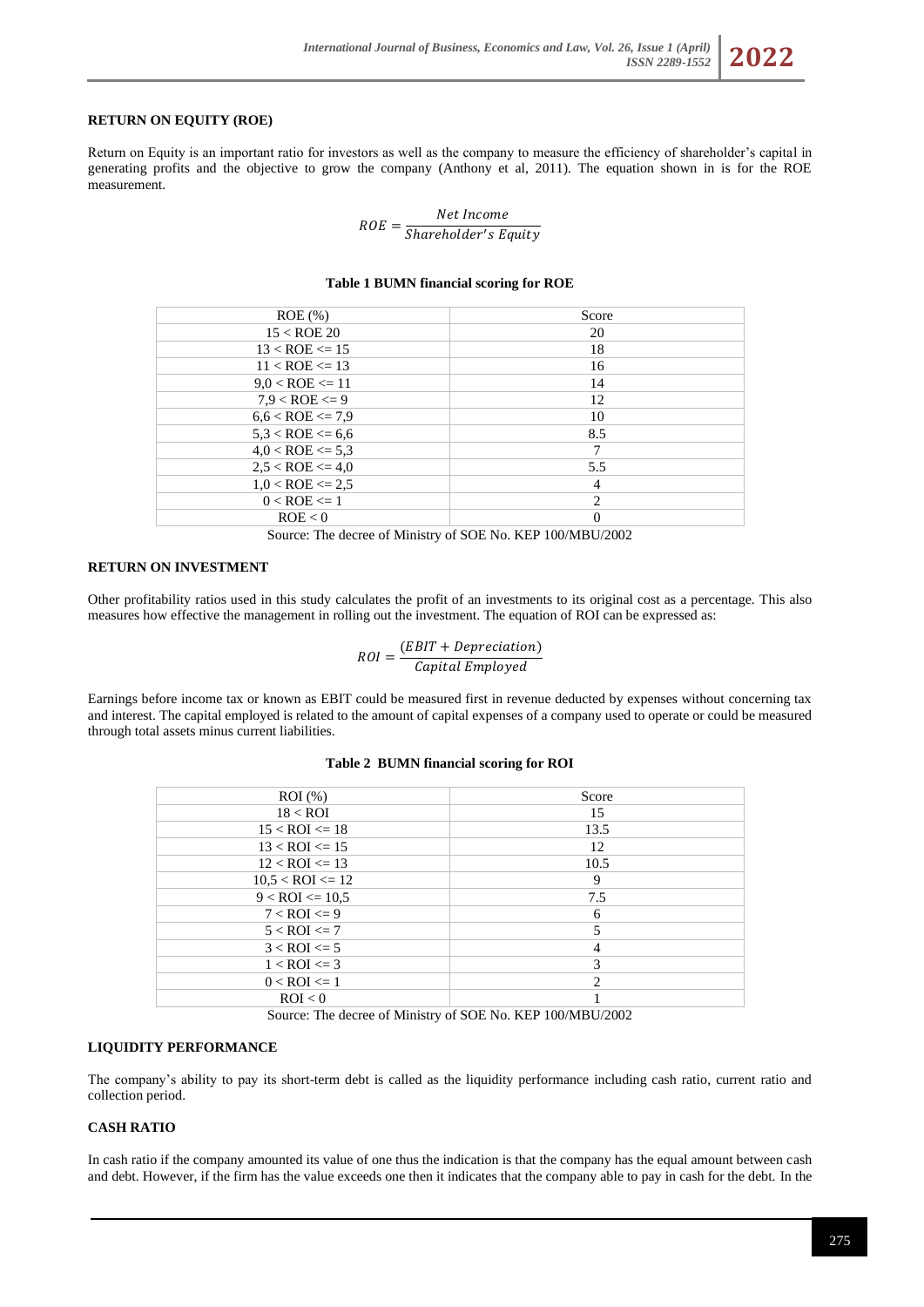**RETURN ON EQUITY (ROE)**

Return on Equity is an important ratio for investors as well as the company to measure the efficiency of shareholder's capital in generating profits and the objective to grow the company (Anthony et al, 2011). The equation shown in is for the ROE measurement.

$$ROE = \frac{Net\ Income}{Shareholder's\ Equity}$$

**Table 1 BUMN financial scoring for ROE**

| ROE (%) | Score |
|---|---|
| 15 < ROE 20 | 20 |
| 13 < ROE <= 15 | 18 |
| 11 < ROE <= 13 | 16 |
| 9,0 < ROE <= 11 | 14 |
| 7,9 < ROE <= 9 | 12 |
| 6,6 < ROE <= 7,9 | 10 |
| 5,3 < ROE <= 6,6 | 8.5 |
| 4,0 < ROE <= 5,3 | 7 |
| 2,5 < ROE <= 4,0 | 5.5 |
| 1,0 < ROE <= 2,5 | 4 |
| 0 < ROE <= 1 | 2 |
| ROE < 0 | 0 |

Source: The decree of Ministry of SOE No. KEP 100/MBU/2002

**RETURN ON INVESTMENT**

Other profitability ratios used in this study calculates the profit of an investments to its original cost as a percentage. This also measures how effective the management in rolling out the investment. The equation of ROI can be expressed as:

$$ROI = \frac{(EBIT + Depreciation)}{Capital\ Employed}$$

Earnings before income tax or known as EBIT could be measured first in revenue deducted by expenses without concerning tax and interest. The capital employed is related to the amount of capital expenses of a company used to operate or could be measured through total assets minus current liabilities.

**Table 2 BUMN financial scoring for ROI**

| ROI (%) | Score |
|---|---|
| 18 < ROI | 15 |
| 15 < ROI <= 18 | 13.5 |
| 13 < ROI <= 15 | 12 |
| 12 < ROI <= 13 | 10.5 |
| 10,5 < ROI <= 12 | 9 |
| 9 < ROI <= 10,5 | 7.5 |
| 7 < ROI <= 9 | 6 |
| 5 < ROI <= 7 | 5 |
| 3 < ROI <= 5 | 4 |
| 1 < ROI <= 3 | 3 |
| 0 < ROI <= 1 | 2 |
| ROI < 0 | 1 |

Source: The decree of Ministry of SOE No. KEP 100/MBU/2002

**LIQUIDITY PERFORMANCE**

The company's ability to pay its short-term debt is called as the liquidity performance including cash ratio, current ratio and collection period.

**CASH RATIO**

In cash ratio if the company amounted its value of one thus the indication is that the company has the equal amount between cash and debt. However, if the firm has the value exceeds one then it indicates that the company able to pay in cash for the debt. In the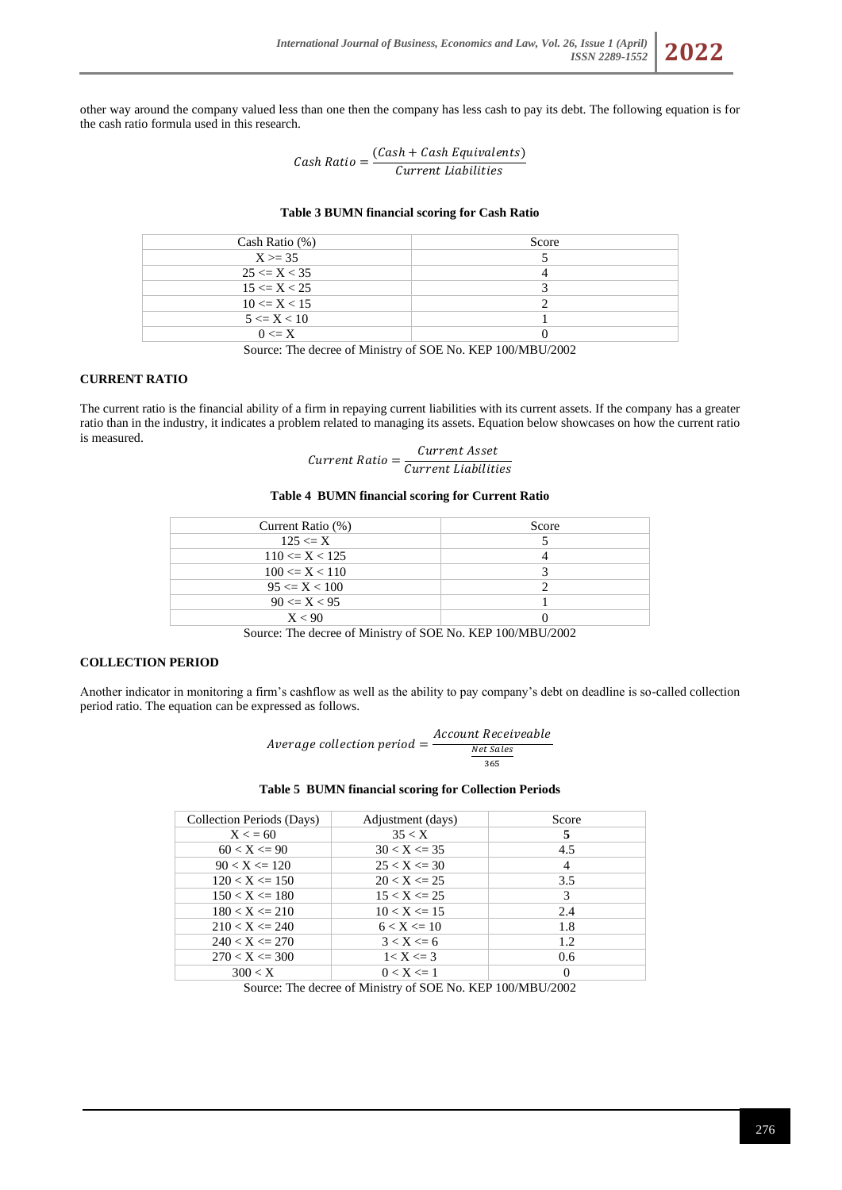other way around the company valued less than one then the company has less cash to pay its debt. The following equation is for the cash ratio formula used in this research.

$$Cash\ Ratio = \frac{(Cash + Cash\ Equivalents)}{Current\ Liabilities}$$

**Table 3 BUMN financial scoring for Cash Ratio**

| Cash Ratio (%) | Score |
|---|---|
| X >= 35 | 5 |
| 25 <= X < 35 | 4 |
| 15 <= X < 25 | 3 |
| 10 <= X < 15 | 2 |
| 5 <= X < 10 | 1 |
| 0 <= X | 0 |

Source: The decree of Ministry of SOE No. KEP 100/MBU/2002

### CURRENT RATIO

The current ratio is the financial ability of a firm in repaying current liabilities with its current assets. If the company has a greater ratio than in the industry, it indicates a problem related to managing its assets. Equation below showcases on how the current ratio is measured.

$$Current\ Ratio = \frac{Current\ Asset}{Current\ Liabilities}$$

**Table 4 BUMN financial scoring for Current Ratio**

| Current Ratio (%) | Score |
|---|---|
| 125 <= X | 5 |
| 110 <= X < 125 | 4 |
| 100 <= X < 110 | 3 |
| 95 <= X < 100 | 2 |
| 90 <= X < 95 | 1 |
| X < 90 | 0 |

Source: The decree of Ministry of SOE No. KEP 100/MBU/2002

### COLLECTION PERIOD

Another indicator in monitoring a firm's cashflow as well as the ability to pay company's debt on deadline is so-called collection period ratio. The equation can be expressed as follows.

$$Average\ collection\ period = \frac{Account\ Receiveable}{\frac{Net\ Sales}{365}}$$

**Table 5 BUMN financial scoring for Collection Periods**

| Collection Periods (Days) | Adjustment (days) | Score |
|---|---|---|
| X < = 60 | 35 < X | **5** |
| 60 < X <= 90 | 30 < X <= 35 | 4.5 |
| 90 < X <= 120 | 25 < X <= 30 | 4 |
| 120 < X <= 150 | 20 < X <= 25 | 3.5 |
| 150 < X <= 180 | 15 < X <= 25 | 3 |
| 180 < X <= 210 | 10 < X <= 15 | 2.4 |
| 210 < X <= 240 | 6 < X <= 10 | 1.8 |
| 240 < X <= 270 | 3 < X <= 6 | 1.2 |
| 270 < X <= 300 | 1< X <= 3 | 0.6 |
| 300 < X | 0 < X <= 1 | 0 |

Source: The decree of Ministry of SOE No. KEP 100/MBU/2002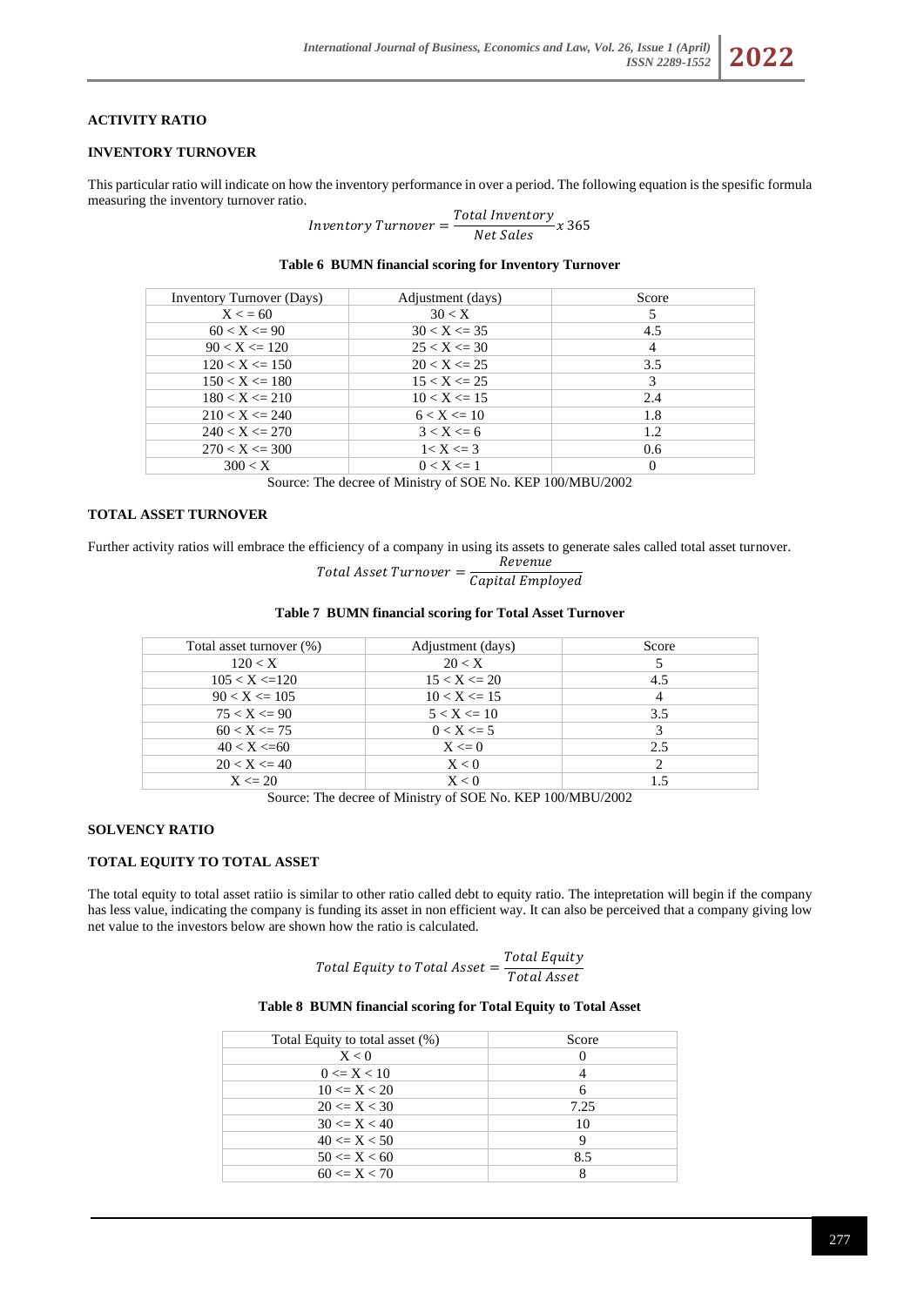### ACTIVITY RATIO

### INVENTORY TURNOVER

This particular ratio will indicate on how the inventory performance in over a period. The following equation is the spesific formula measuring the inventory turnover ratio.

$$Inventory\ Turnover = \frac{Total\ Inventory}{Net\ Sales} x\ 365$$

**Table 6 BUMN financial scoring for Inventory Turnover**

| Inventory Turnover (Days) | Adjustment (days) | Score |
|---|---|---|
| X < = 60 | 30 < X | 5 |
| 60 < X <= 90 | 30 < X <= 35 | 4.5 |
| 90 < X <= 120 | 25 < X <= 30 | 4 |
| 120 < X <= 150 | 20 < X <= 25 | 3.5 |
| 150 < X <= 180 | 15 < X <= 25 | 3 |
| 180 < X <= 210 | 10 < X <= 15 | 2.4 |
| 210 < X <= 240 | 6 < X <= 10 | 1.8 |
| 240 < X <= 270 | 3 < X <= 6 | 1.2 |
| 270 < X <= 300 | 1< X <= 3 | 0.6 |
| 300 < X | 0 < X <= 1 | 0 |

Source: The decree of Ministry of SOE No. KEP 100/MBU/2002

### TOTAL ASSET TURNOVER

Further activity ratios will embrace the efficiency of a company in using its assets to generate sales called total asset turnover.

$$Total\ Asset\ Turnover = \frac{Revenue}{Capital\ Employed}$$

**Table 7 BUMN financial scoring for Total Asset Turnover**

| Total asset turnover (%) | Adjustment (days) | Score |
|---|---|---|
| 120 < X | 20 < X | 5 |
| 105 < X <=120 | 15 < X <= 20 | 4.5 |
| 90 < X <= 105 | 10 < X <= 15 | 4 |
| 75 < X <= 90 | 5 < X <= 10 | 3.5 |
| 60 < X <= 75 | 0 < X <= 5 | 3 |
| 40 < X <=60 | X <= 0 | 2.5 |
| 20 < X <= 40 | X < 0 | 2 |
| X <= 20 | X < 0 | 1.5 |

Source: The decree of Ministry of SOE No. KEP 100/MBU/2002

### SOLVENCY RATIO

### TOTAL EQUITY TO TOTAL ASSET

The total equity to total asset ratiio is similar to other ratio called debt to equity ratio. The intepretation will begin if the company has less value, indicating the company is funding its asset in non efficient way. It can also be perceived that a company giving low net value to the investors below are shown how the ratio is calculated.

$$Total\ Equity\ to\ Total\ Asset = \frac{Total\ Equity}{Total\ Asset}$$

**Table 8 BUMN financial scoring for Total Equity to Total Asset**

| Total Equity to total asset (%) | Score |
|---|---|
| X < 0 | 0 |
| 0 <= X < 10 | 4 |
| 10 <= X < 20 | 6 |
| 20 <= X < 30 | 7.25 |
| 30 <= X < 40 | 10 |
| 40 <= X < 50 | 9 |
| 50 <= X < 60 | 8.5 |
| 60 <= X < 70 | 8 |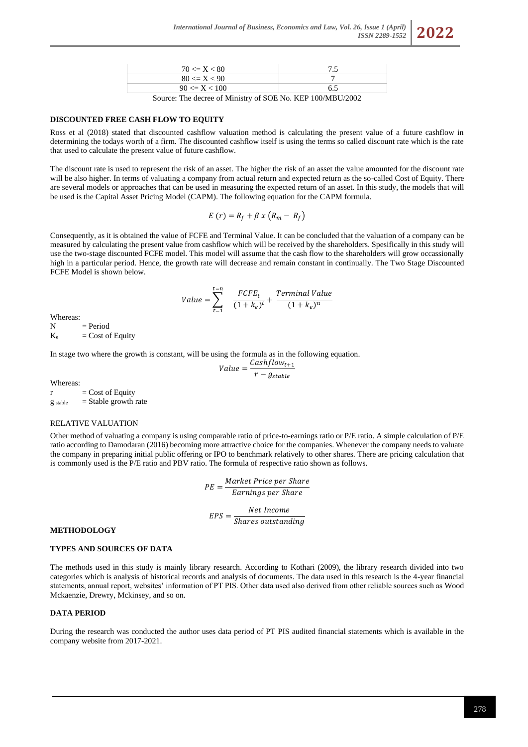| | |
|---|---|
| 70 <= X < 80 | 7.5 |
| 80 <= X < 90 | 7 |
| 90 <= X < 100 | 6.5 |

Source: The decree of Ministry of SOE No. KEP 100/MBU/2002

**DISCOUNTED FREE CASH FLOW TO EQUITY**

Ross et al (2018) stated that discounted cashflow valuation method is calculating the present value of a future cashflow in determining the todays worth of a firm. The discounted cashflow itself is using the terms so called discount rate which is the rate that used to calculate the present value of future cashflow.

The discount rate is used to represent the risk of an asset. The higher the risk of an asset the value amounted for the discount rate will be also higher. In terms of valuating a company from actual return and expected return as the so-called Cost of Equity. There are several models or approaches that can be used in measuring the expected return of an asset. In this study, the models that will be used is the Capital Asset Pricing Model (CAPM). The following equation for the CAPM formula.

$$E\,(r) = R_f + \beta\ x\ (R_m - R_f)$$

Consequently, as it is obtained the value of FCFE and Terminal Value. It can be concluded that the valuation of a company can be measured by calculating the present value from cashflow which will be received by the shareholders. Spesifically in this study will use the two-stage discounted FCFE model. This model will assume that the cash flow to the shareholders will grow occassionally high in a particular period. Hence, the growth rate will decrease and remain constant in continually. The Two Stage Discounted FCFE Model is shown below.

$$Value = \sum_{t=1}^{t=n} \frac{FCFE_t}{(1+k_e)^t} + \frac{Terminal\ Value}{(1+k_e)^n}$$

Whereas:

N = Period

$K_e$ = Cost of Equity

In stage two where the growth is constant, will be using the formula as in the following equation.

$$Value = \frac{Cashflow_{t+1}}{r - g_{stable}}$$

Whereas:

r = Cost of Equity

$g_{stable}$ = Stable growth rate

RELATIVE VALUATION

Other method of valuating a company is using comparable ratio of price-to-earnings ratio or P/E ratio. A simple calculation of P/E ratio according to Damodaran (2016) becoming more attractive choice for the companies. Whenever the company needs to valuate the company in preparing initial public offering or IPO to benchmark relatively to other shares. There are pricing calculation that is commonly used is the P/E ratio and PBV ratio. The formula of respective ratio shown as follows.

$$PE = \frac{Market\ Price\ per\ Share}{Earnings\ per\ Share}$$

$$EPS = \frac{Net\ Income}{Shares\ outstanding}$$

**METHODOLOGY**

**TYPES AND SOURCES OF DATA**

The methods used in this study is mainly library research. According to Kothari (2009), the library research divided into two categories which is analysis of historical records and analysis of documents. The data used in this research is the 4-year financial statements, annual report, websites' information of PT PIS. Other data used also derived from other reliable sources such as Wood Mckaenzie, Drewry, Mckinsey, and so on.

**DATA PERIOD**

During the research was conducted the author uses data period of PT PIS audited financial statements which is available in the company website from 2017-2021.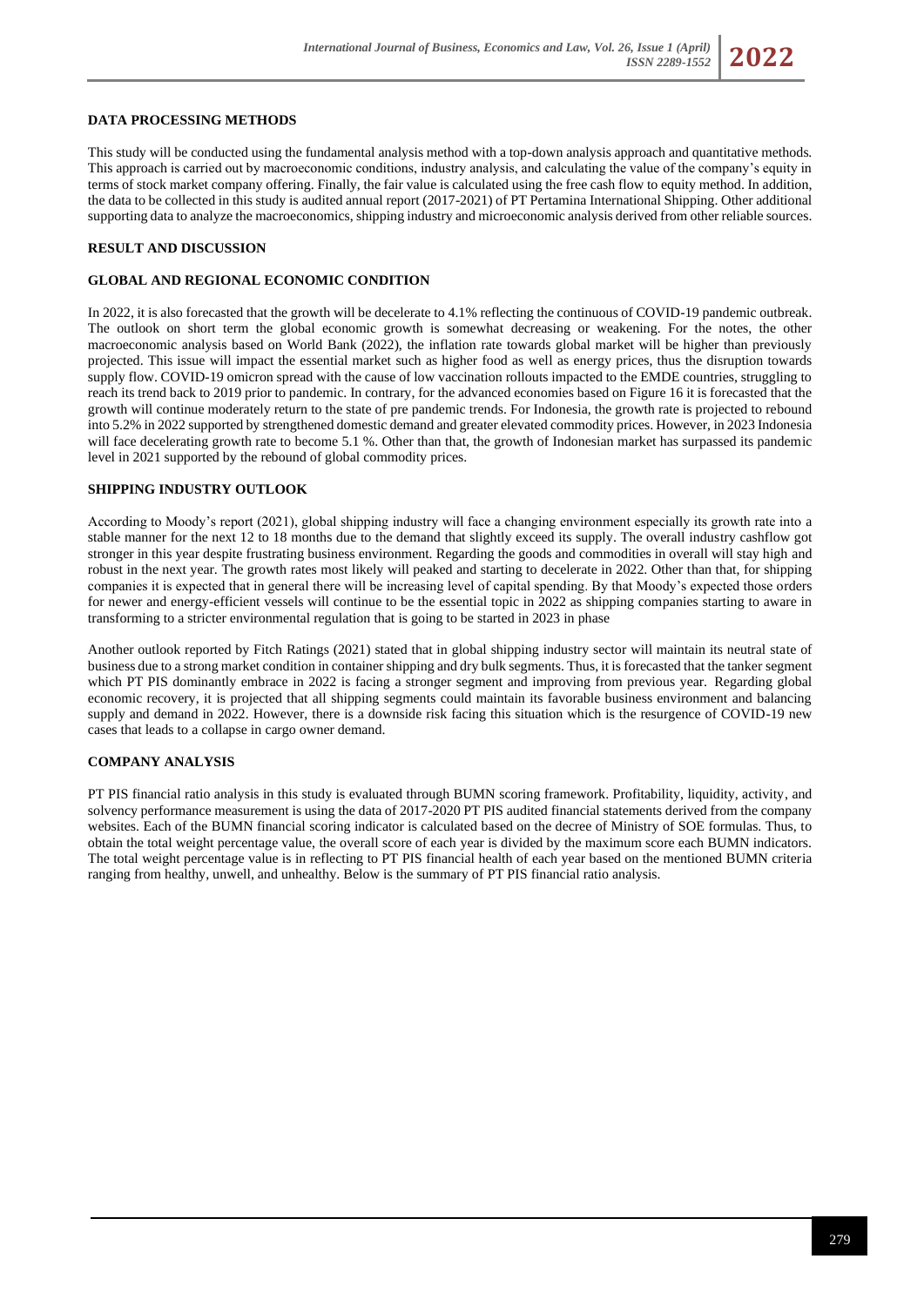## DATA PROCESSING METHODS

This study will be conducted using the fundamental analysis method with a top-down analysis approach and quantitative methods. This approach is carried out by macroeconomic conditions, industry analysis, and calculating the value of the company's equity in terms of stock market company offering. Finally, the fair value is calculated using the free cash flow to equity method. In addition, the data to be collected in this study is audited annual report (2017-2021) of PT Pertamina International Shipping. Other additional supporting data to analyze the macroeconomics, shipping industry and microeconomic analysis derived from other reliable sources.

## RESULT AND DISCUSSION

### GLOBAL AND REGIONAL ECONOMIC CONDITION

In 2022, it is also forecasted that the growth will be decelerate to 4.1% reflecting the continuous of COVID-19 pandemic outbreak. The outlook on short term the global economic growth is somewhat decreasing or weakening. For the notes, the other macroeconomic analysis based on World Bank (2022), the inflation rate towards global market will be higher than previously projected. This issue will impact the essential market such as higher food as well as energy prices, thus the disruption towards supply flow. COVID-19 omicron spread with the cause of low vaccination rollouts impacted to the EMDE countries, struggling to reach its trend back to 2019 prior to pandemic. In contrary, for the advanced economies based on Figure 16 it is forecasted that the growth will continue moderately return to the state of pre pandemic trends. For Indonesia, the growth rate is projected to rebound into 5.2% in 2022 supported by strengthened domestic demand and greater elevated commodity prices. However, in 2023 Indonesia will face decelerating growth rate to become 5.1 %. Other than that, the growth of Indonesian market has surpassed its pandemic level in 2021 supported by the rebound of global commodity prices.

### SHIPPING INDUSTRY OUTLOOK

According to Moody's report (2021), global shipping industry will face a changing environment especially its growth rate into a stable manner for the next 12 to 18 months due to the demand that slightly exceed its supply. The overall industry cashflow got stronger in this year despite frustrating business environment. Regarding the goods and commodities in overall will stay high and robust in the next year. The growth rates most likely will peaked and starting to decelerate in 2022. Other than that, for shipping companies it is expected that in general there will be increasing level of capital spending. By that Moody's expected those orders for newer and energy-efficient vessels will continue to be the essential topic in 2022 as shipping companies starting to aware in transforming to a stricter environmental regulation that is going to be started in 2023 in phase

Another outlook reported by Fitch Ratings (2021) stated that in global shipping industry sector will maintain its neutral state of business due to a strong market condition in container shipping and dry bulk segments. Thus, it is forecasted that the tanker segment which PT PIS dominantly embrace in 2022 is facing a stronger segment and improving from previous year. Regarding global economic recovery, it is projected that all shipping segments could maintain its favorable business environment and balancing supply and demand in 2022. However, there is a downside risk facing this situation which is the resurgence of COVID-19 new cases that leads to a collapse in cargo owner demand.

### COMPANY ANALYSIS

PT PIS financial ratio analysis in this study is evaluated through BUMN scoring framework. Profitability, liquidity, activity, and solvency performance measurement is using the data of 2017-2020 PT PIS audited financial statements derived from the company websites. Each of the BUMN financial scoring indicator is calculated based on the decree of Ministry of SOE formulas. Thus, to obtain the total weight percentage value, the overall score of each year is divided by the maximum score each BUMN indicators. The total weight percentage value is in reflecting to PT PIS financial health of each year based on the mentioned BUMN criteria ranging from healthy, unwell, and unhealthy. Below is the summary of PT PIS financial ratio analysis.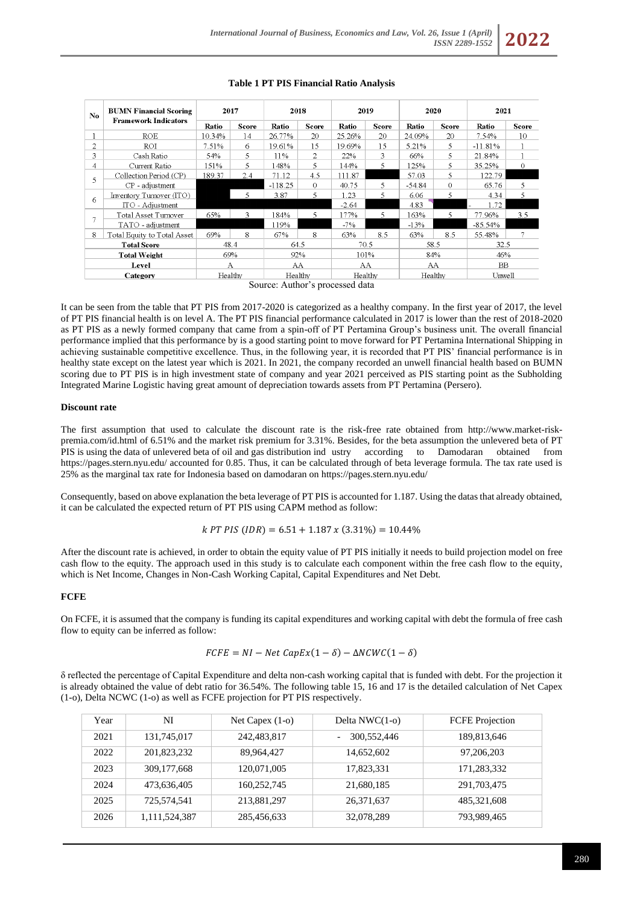**Table 1 PT PIS Financial Ratio Analysis**

| No | BUMN Financial Scoring Framework Indicators | 2017 | | 2018 | | 2019 | | 2020 | | 2021 | |
|---|---|---|---|---|---|---|---|---|---|---|---|
| | | Ratio | Score | Ratio | Score | Ratio | Score | Ratio | Score | Ratio | Score |
| 1 | ROE | 10.34% | 14 | 26.77% | 20 | 25.26% | 20 | 24.09% | 20 | 7.54% | 10 |
| 2 | ROI | 7.51% | 6 | 19.61% | 15 | 19.69% | 15 | 5.21% | 5 | -11.81% | 1 |
| 3 | Cash Ratio | 54% | 5 | 11% | 2 | 22% | 3 | 66% | 5 | 21.84% | 1 |
| 4 | Current Ratio | 151% | 5 | 148% | 5 | 144% | 5 | 125% | 5 | 35.25% | 0 |
| 5 | Collection Period (CP) | 189.37 | 2.4 | 71.12 | 4.5 | 111.87 | | 57.03 | 5 | 122.79 | |
| | CP - adjustment | | | -118.25 | 0 | 40.75 | 5 | -54.84 | 0 | 65.76 | 5 |
| 6 | Inventory Turnover (ITO) | | 5 | 3.87 | 5 | 1.23 | 5 | 6.06 | 5 | 4.34 | 5 |
| | ITO - Adjustment | | | | | -2.64 | | 4.83 | | - 1.72 | |
| 7 | Total Asset Turnover | 65% | 3 | 184% | 5 | 177% | 5 | 163% | 5 | 77.96% | 3.5 |
| | TATO - adjustment | | | 119% | | -7% | | -13% | | -85.54% | |
| 8 | Total Equity to Total Asset | 69% | 8 | 67% | 8 | 63% | 8.5 | 63% | 8.5 | 55.48% | 7 |
| | **Total Score** | 48.4 | | 64.5 | | 70.5 | | 58.5 | | 32.5 | |
| | **Total Weight** | 69% | | 92% | | 101% | | 84% | | 46% | |
| | **Level** | A | | AA | | AA | | AA | | BB | |
| | **Category** | Healthy | | Healthy | | Healthy | | Healthy | | Unwell | |

Source: Author's processed data

It can be seen from the table that PT PIS from 2017-2020 is categorized as a healthy company. In the first year of 2017, the level of PT PIS financial health is on level A. The PT PIS financial performance calculated in 2017 is lower than the rest of 2018-2020 as PT PIS as a newly formed company that came from a spin-off of PT Pertamina Group's business unit. The overall financial performance implied that this performance by is a good starting point to move forward for PT Pertamina International Shipping in achieving sustainable competitive excellence. Thus, in the following year, it is recorded that PT PIS' financial performance is in healthy state except on the latest year which is 2021. In 2021, the company recorded an unwell financial health based on BUMN scoring due to PT PIS is in high investment state of company and year 2021 perceived as PIS starting point as the Subholding Integrated Marine Logistic having great amount of depreciation towards assets from PT Pertamina (Persero).

#### Discount rate

The first assumption that used to calculate the discount rate is the risk-free rate obtained from http://www.market-risk-premia.com/id.html of 6.51% and the market risk premium for 3.31%. Besides, for the beta assumption the unlevered beta of PT PIS is using the data of unlevered beta of oil and gas distribution ind ustry according to Damodaran obtained from https://pages.stern.nyu.edu/ accounted for 0.85. Thus, it can be calculated through of beta leverage formula. The tax rate used is 25% as the marginal tax rate for Indonesia based on damodaran on https://pages.stern.nyu.edu/

Consequently, based on above explanation the beta leverage of PT PIS is accounted for 1.187. Using the datas that already obtained, it can be calculated the expected return of PT PIS using CAPM method as follow:

$$k\ PT\ PIS\ (IDR) = 6.51 + 1.187\ x\ (3.31\%) = 10.44\%$$

After the discount rate is achieved, in order to obtain the equity value of PT PIS initially it needs to build projection model on free cash flow to the equity. The approach used in this study is to calculate each component within the free cash flow to the equity, which is Net Income, Changes in Non-Cash Working Capital, Capital Expenditures and Net Debt.

#### FCFE

On FCFE, it is assumed that the company is funding its capital expenditures and working capital with debt the formula of free cash flow to equity can be inferred as follow:

$$FCFE = NI - Net\ CapEx(1 - \delta) - \Delta NCWC(1 - \delta)$$

δ reflected the percentage of Capital Expenditure and delta non-cash working capital that is funded with debt. For the projection it is already obtained the value of debt ratio for 36.54%. The following table 15, 16 and 17 is the detailed calculation of Net Capex (1-o), Delta NCWC (1-o) as well as FCFE projection for PT PIS respectively.

| Year | NI | Net Capex (1-o) | Delta NWC(1-o) | FCFE Projection |
|---|---|---|---|---|
| 2021 | 131,745,017 | 242,483,817 | - 300,552,446 | 189,813,646 |
| 2022 | 201,823,232 | 89,964,427 | 14,652,602 | 97,206,203 |
| 2023 | 309,177,668 | 120,071,005 | 17,823,331 | 171,283,332 |
| 2024 | 473,636,405 | 160,252,745 | 21,680,185 | 291,703,475 |
| 2025 | 725,574,541 | 213,881,297 | 26,371,637 | 485,321,608 |
| 2026 | 1,111,524,387 | 285,456,633 | 32,078,289 | 793,989,465 |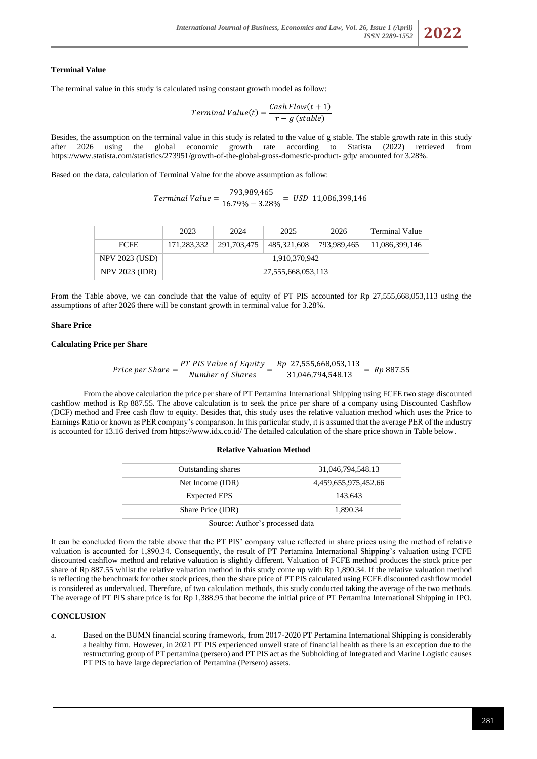**Terminal Value**

The terminal value in this study is calculated using constant growth model as follow:

$$Terminal\ Value(t) = \frac{Cash\ Flow(t+1)}{r - g\ (stable)}$$

Besides, the assumption on the terminal value in this study is related to the value of g stable. The stable growth rate in this study after 2026 using the global economic growth rate according to Statista (2022) retrieved from https://www.statista.com/statistics/273951/growth-of-the-global-gross-domestic-product- gdp/ amounted for 3.28%.

Based on the data, calculation of Terminal Value for the above assumption as follow:

$$Terminal\ Value = \frac{793{,}989{,}465}{16.79\% - 3.28\%} = USD\ \ 11{,}086{,}399{,}146$$

| | 2023 | 2024 | 2025 | 2026 | Terminal Value |
|---|---|---|---|---|---|
| FCFE | 171,283,332 | 291,703,475 | 485,321,608 | 793,989,465 | 11,086,399,146 |
| NPV 2023 (USD) | 1,910,370,942 | | | | |
| NPV 2023 (IDR) | 27,555,668,053,113 | | | | |

From the Table above, we can conclude that the value of equity of PT PIS accounted for Rp 27,555,668,053,113 using the assumptions of after 2026 there will be constant growth in terminal value for 3.28%.

**Share Price**

**Calculating Price per Share**

$$Price\ per\ Share = \frac{PT\ PIS\ Value\ of\ Equity}{Number\ of\ Shares} = \frac{Rp\ \ 27{,}555{,}668{,}053{,}113}{31{,}046{,}794{,}548.13} = Rp\ 887.55$$

From the above calculation the price per share of PT Pertamina International Shipping using FCFE two stage discounted cashflow method is Rp 887.55. The above calculation is to seek the price per share of a company using Discounted Cashflow (DCF) method and Free cash flow to equity. Besides that, this study uses the relative valuation method which uses the Price to Earnings Ratio or known as PER company's comparison. In this particular study, it is assumed that the average PER of the industry is accounted for 13.16 derived from https://www.idx.co.id/ The detailed calculation of the share price shown in Table below.

**Relative Valuation Method**

| | |
|---|---|
| Outstanding shares | 31,046,794,548.13 |
| Net Income (IDR) | 4,459,655,975,452.66 |
| Expected EPS | 143.643 |
| Share Price (IDR) | 1,890.34 |

Source: Author's processed data

It can be concluded from the table above that the PT PIS' company value reflected in share prices using the method of relative valuation is accounted for 1,890.34. Consequently, the result of PT Pertamina International Shipping's valuation using FCFE discounted cashflow method and relative valuation is slightly different. Valuation of FCFE method produces the stock price per share of Rp 887.55 whilst the relative valuation method in this study come up with Rp 1,890.34. If the relative valuation method is reflecting the benchmark for other stock prices, then the share price of PT PIS calculated using FCFE discounted cashflow model is considered as undervalued. Therefore, of two calculation methods, this study conducted taking the average of the two methods. The average of PT PIS share price is for Rp 1,388.95 that become the initial price of PT Pertamina International Shipping in IPO.

**CONCLUSION**

a. Based on the BUMN financial scoring framework, from 2017-2020 PT Pertamina International Shipping is considerably a healthy firm. However, in 2021 PT PIS experienced unwell state of financial health as there is an exception due to the restructuring group of PT pertamina (persero) and PT PIS act as the Subholding of Integrated and Marine Logistic causes PT PIS to have large depreciation of Pertamina (Persero) assets.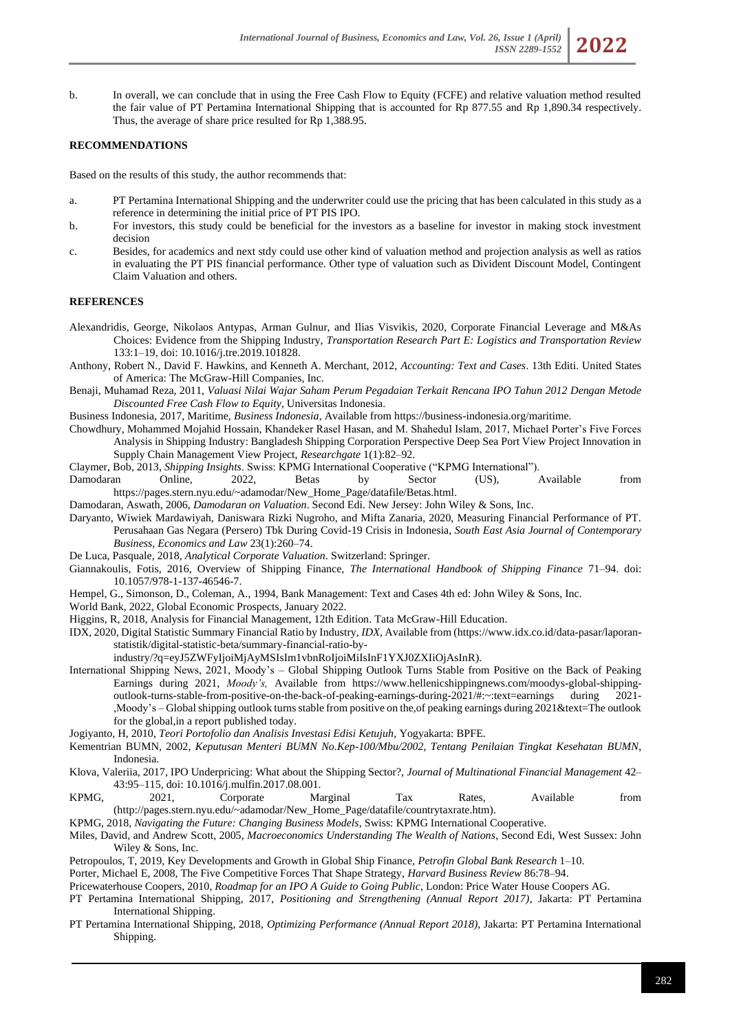b. In overall, we can conclude that in using the Free Cash Flow to Equity (FCFE) and relative valuation method resulted the fair value of PT Pertamina International Shipping that is accounted for Rp 877.55 and Rp 1,890.34 respectively. Thus, the average of share price resulted for Rp 1,388.95.

**RECOMMENDATIONS**

Based on the results of this study, the author recommends that:

a. PT Pertamina International Shipping and the underwriter could use the pricing that has been calculated in this study as a reference in determining the initial price of PT PIS IPO.

b. For investors, this study could be beneficial for the investors as a baseline for investor in making stock investment decision

c. Besides, for academics and next stdy could use other kind of valuation method and projection analysis as well as ratios in evaluating the PT PIS financial performance. Other type of valuation such as Divident Discount Model, Contingent Claim Valuation and others.

**REFERENCES**

Alexandridis, George, Nikolaos Antypas, Arman Gulnur, and Ilias Visvikis, 2020, Corporate Financial Leverage and M&As Choices: Evidence from the Shipping Industry, *Transportation Research Part E: Logistics and Transportation Review* 133:1–19, doi: 10.1016/j.tre.2019.101828.

Anthony, Robert N., David F. Hawkins, and Kenneth A. Merchant, 2012, *Accounting: Text and Cases*. 13th Editi. United States of America: The McGraw-Hill Companies, Inc.

Benaji, Muhamad Reza, 2011, *Valuasi Nilai Wajar Saham Perum Pegadaian Terkait Rencana IPO Tahun 2012 Dengan Metode Discounted Free Cash Flow to Equity*, Universitas Indonesia.

Business Indonesia, 2017, Maritime, *Business Indonesia*, Available from https://business-indonesia.org/maritime.

Chowdhury, Mohammed Mojahid Hossain, Khandeker Rasel Hasan, and M. Shahedul Islam, 2017, Michael Porter's Five Forces Analysis in Shipping Industry: Bangladesh Shipping Corporation Perspective Deep Sea Port View Project Innovation in Supply Chain Management View Project, *Researchgate* 1(1):82–92.

Claymer, Bob, 2013, *Shipping Insights*. Swiss: KPMG International Cooperative ("KPMG International").

Damodaran Online, 2022, Betas by Sector (US), Available from https://pages.stern.nyu.edu/~adamodar/New_Home_Page/datafile/Betas.html.

Damodaran, Aswath, 2006, *Damodaran on Valuation*. Second Edi. New Jersey: John Wiley & Sons, Inc.

Daryanto, Wiwiek Mardawiyah, Daniswara Rizki Nugroho, and Mifta Zanaria, 2020, Measuring Financial Performance of PT. Perusahaan Gas Negara (Persero) Tbk During Covid-19 Crisis in Indonesia, *South East Asia Journal of Contemporary Business, Economics and Law* 23(1):260–74.

De Luca, Pasquale, 2018, *Analytical Corporate Valuation*. Switzerland: Springer.

Giannakoulis, Fotis, 2016, Overview of Shipping Finance, *The International Handbook of Shipping Finance* 71–94. doi: 10.1057/978-1-137-46546-7.

Hempel, G., Simonson, D., Coleman, A., 1994, Bank Management: Text and Cases 4th ed: John Wiley & Sons, Inc.

World Bank, 2022, Global Economic Prospects, January 2022.

Higgins, R, 2018, Analysis for Financial Management, 12th Edition. Tata McGraw-Hill Education.

IDX, 2020, Digital Statistic Summary Financial Ratio by Industry, *IDX*, Available from (https://www.idx.co.id/data-pasar/laporan-statistik/digital-statistic-beta/summary-financial-ratio-by-industry/?q=eyJ5ZWFyIjoiMjAyMSIsIm1vbnRoIjoiMiIsInF1YXJ0ZXIiOjAsInR).

International Shipping News, 2021, Moody's – Global Shipping Outlook Turns Stable from Positive on the Back of Peaking Earnings during 2021, *Moody's,* Available from https://www.hellenicshippingnews.com/moodys-global-shipping-outlook-turns-stable-from-positive-on-the-back-of-peaking-earnings-during-2021/#:~:text=earnings during 2021-,Moody's – Global shipping outlook turns stable from positive on the,of peaking earnings during 2021&text=The outlook for the global,in a report published today.

Jogiyanto, H, 2010, *Teori Portofolio dan Analisis Investasi Edisi Ketujuh*, Yogyakarta: BPFE.

Kementrian BUMN, 2002, *Keputusan Menteri BUMN No.Kep-100/Mbu/2002, Tentang Penilaian Tingkat Kesehatan BUMN*, Indonesia.

Klova, Valeriia, 2017, IPO Underpricing: What about the Shipping Sector?, *Journal of Multinational Financial Management* 42–43:95–115, doi: 10.1016/j.mulfin.2017.08.001.

KPMG, 2021, Corporate Marginal Tax Rates, Available from (http://pages.stern.nyu.edu/~adamodar/New_Home_Page/datafile/countrytaxrate.htm).

KPMG, 2018, *Navigating the Future: Changing Business Models*, Swiss: KPMG International Cooperative.

Miles, David, and Andrew Scott, 2005, *Macroeconomics Understanding The Wealth of Nations*, Second Edi, West Sussex: John Wiley & Sons, Inc.

Petropoulos, T, 2019, Key Developments and Growth in Global Ship Finance, *Petrofin Global Bank Research* 1–10.

Porter, Michael E, 2008, The Five Competitive Forces That Shape Strategy, *Harvard Business Review* 86:78–94.

Pricewaterhouse Coopers, 2010, *Roadmap for an IPO A Guide to Going Public*, London: Price Water House Coopers AG.

PT Pertamina International Shipping, 2017, *Positioning and Strengthening (Annual Report 2017)*, Jakarta: PT Pertamina International Shipping.

PT Pertamina International Shipping, 2018, *Optimizing Performance (Annual Report 2018)*, Jakarta: PT Pertamina International Shipping.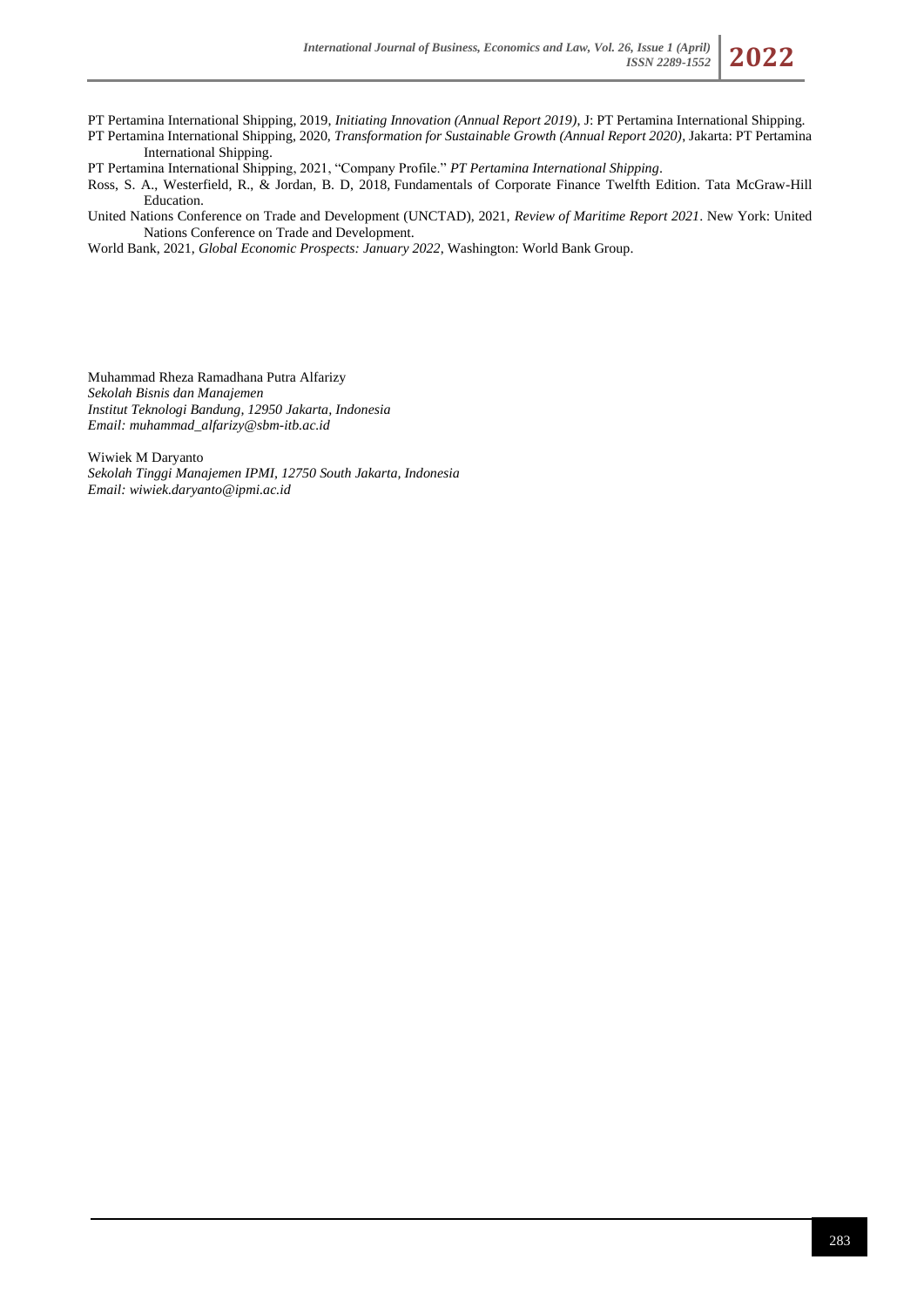PT Pertamina International Shipping, 2019, *Initiating Innovation (Annual Report 2019)*, J: PT Pertamina International Shipping.

PT Pertamina International Shipping, 2020, *Transformation for Sustainable Growth (Annual Report 2020)*, Jakarta: PT Pertamina International Shipping.

PT Pertamina International Shipping, 2021, "Company Profile." *PT Pertamina International Shipping*.

Ross, S. A., Westerfield, R., & Jordan, B. D, 2018, Fundamentals of Corporate Finance Twelfth Edition. Tata McGraw-Hill Education.

United Nations Conference on Trade and Development (UNCTAD), 2021, *Review of Maritime Report 2021*. New York: United Nations Conference on Trade and Development.

World Bank, 2021, *Global Economic Prospects: January 2022*, Washington: World Bank Group.

Muhammad Rheza Ramadhana Putra Alfarizy
*Sekolah Bisnis dan Manajemen*
*Institut Teknologi Bandung, 12950 Jakarta, Indonesia*
*Email: muhammad_alfarizy@sbm-itb.ac.id*

Wiwiek M Daryanto
*Sekolah Tinggi Manajemen IPMI, 12750 South Jakarta, Indonesia*
*Email: wiwiek.daryanto@ipmi.ac.id*